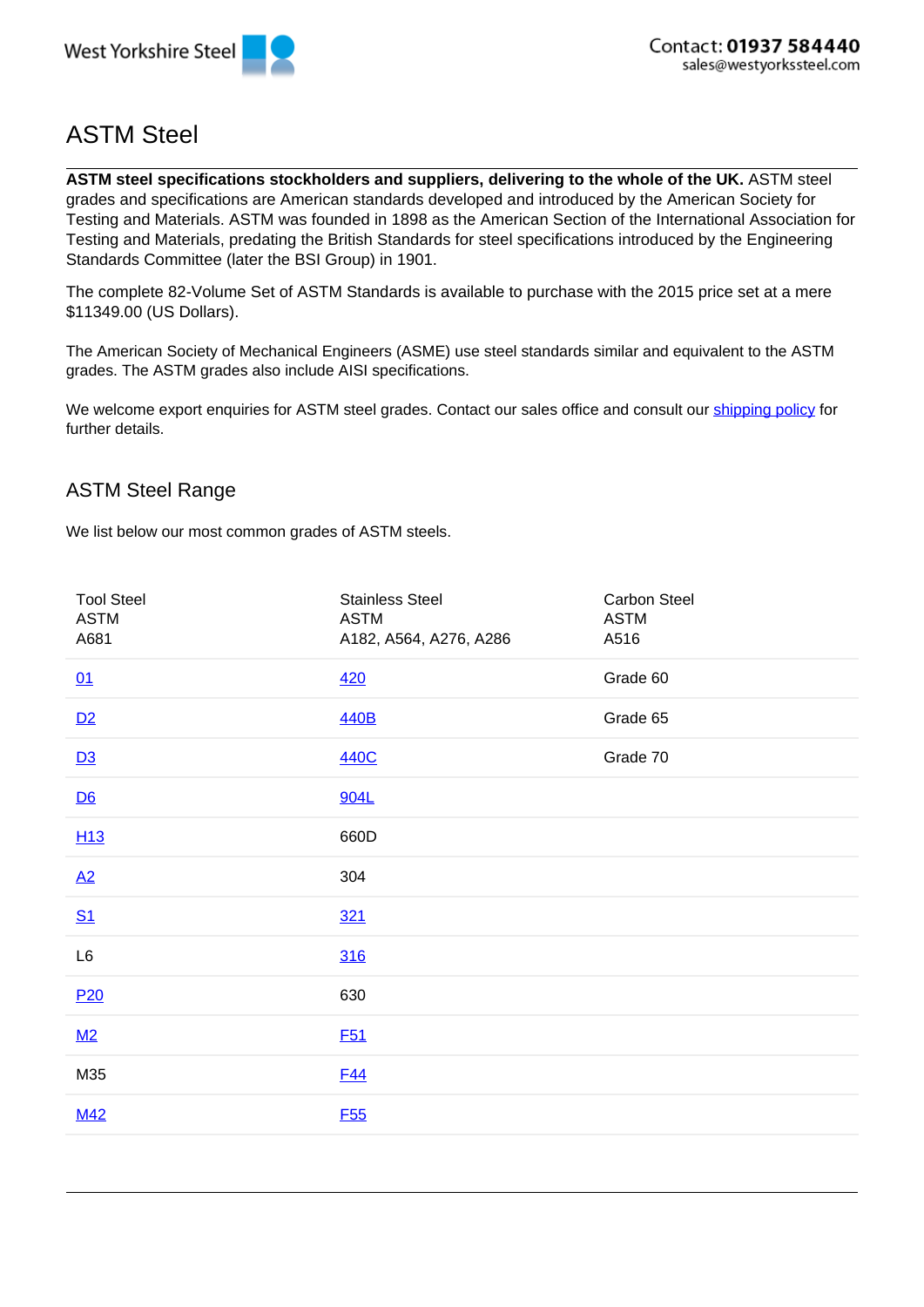West Yorkshire Steel

Contact: 01937 584440
sales@westyorkssteel.com

# ASTM Steel

**ASTM steel specifications stockholders and suppliers, delivering to the whole of the UK.** ASTM steel grades and specifications are American standards developed and introduced by the American Society for Testing and Materials. ASTM was founded in 1898 as the American Section of the International Association for Testing and Materials, predating the British Standards for steel specifications introduced by the Engineering Standards Committee (later the BSI Group) in 1901.

The complete 82-Volume Set of ASTM Standards is available to purchase with the 2015 price set at a mere $11349.00 (US Dollars).

The American Society of Mechanical Engineers (ASME) use steel standards similar and equivalent to the ASTM grades. The ASTM grades also include AISI specifications.

We welcome export enquiries for ASTM steel grades. Contact our sales office and consult our shipping policy for further details.

## ASTM Steel Range

We list below our most common grades of ASTM steels.

| Tool Steel ASTM A681 | Stainless Steel ASTM A182, A564, A276, A286 | Carbon Steel ASTM A516 |
|---|---|---|
| 01 | 420 | Grade 60 |
| D2 | 440B | Grade 65 |
| D3 | 440C | Grade 70 |
| D6 | 904L | |
| H13 | 660D | |
| A2 | 304 | |
| S1 | 321 | |
| L6 | 316 | |
| P20 | 630 | |
| M2 | F51 | |
| M35 | F44 | |
| M42 | F55 | |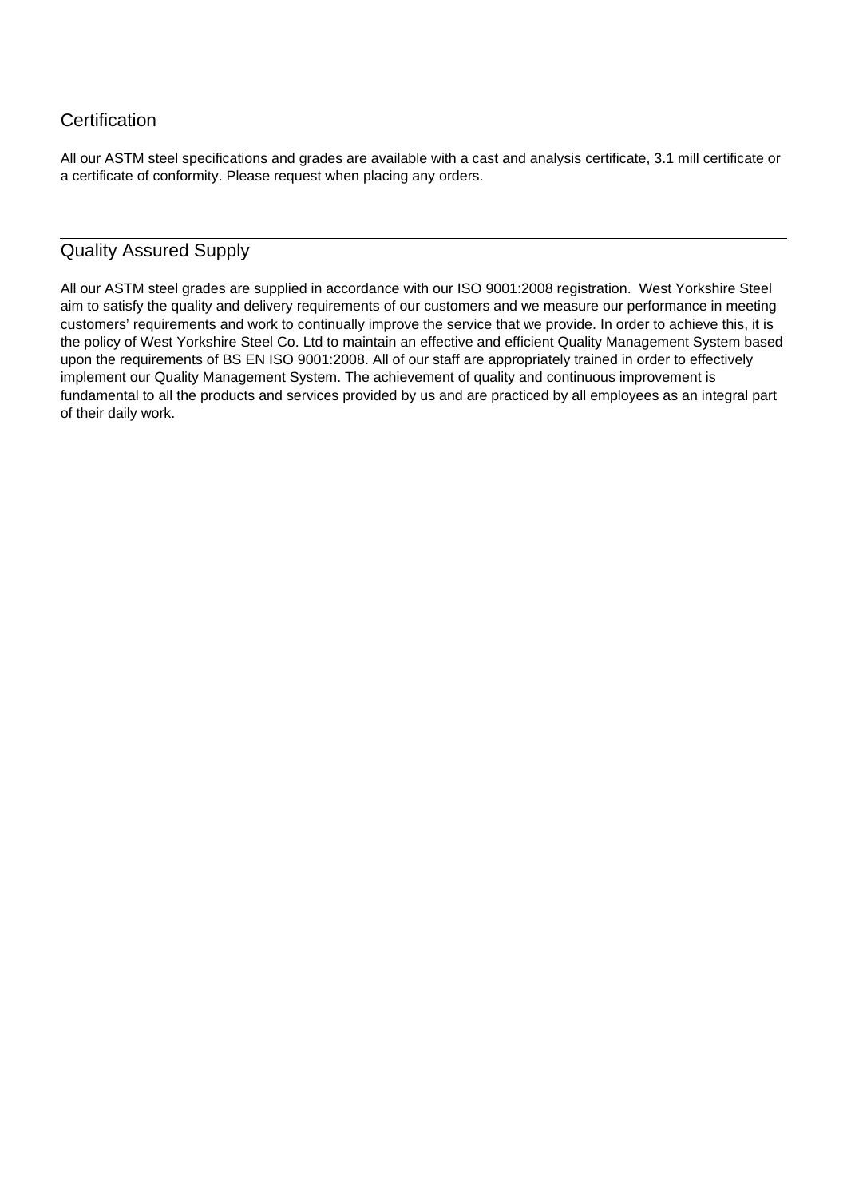## Certification

All our ASTM steel specifications and grades are available with a cast and analysis certificate, 3.1 mill certificate or a certificate of conformity. Please request when placing any orders.

## Quality Assured Supply

All our ASTM steel grades are supplied in accordance with our ISO 9001:2008 registration. West Yorkshire Steel aim to satisfy the quality and delivery requirements of our customers and we measure our performance in meeting customers' requirements and work to continually improve the service that we provide. In order to achieve this, it is the policy of West Yorkshire Steel Co. Ltd to maintain an effective and efficient Quality Management System based upon the requirements of BS EN ISO 9001:2008. All of our staff are appropriately trained in order to effectively implement our Quality Management System. The achievement of quality and continuous improvement is fundamental to all the products and services provided by us and are practiced by all employees as an integral part of their daily work.